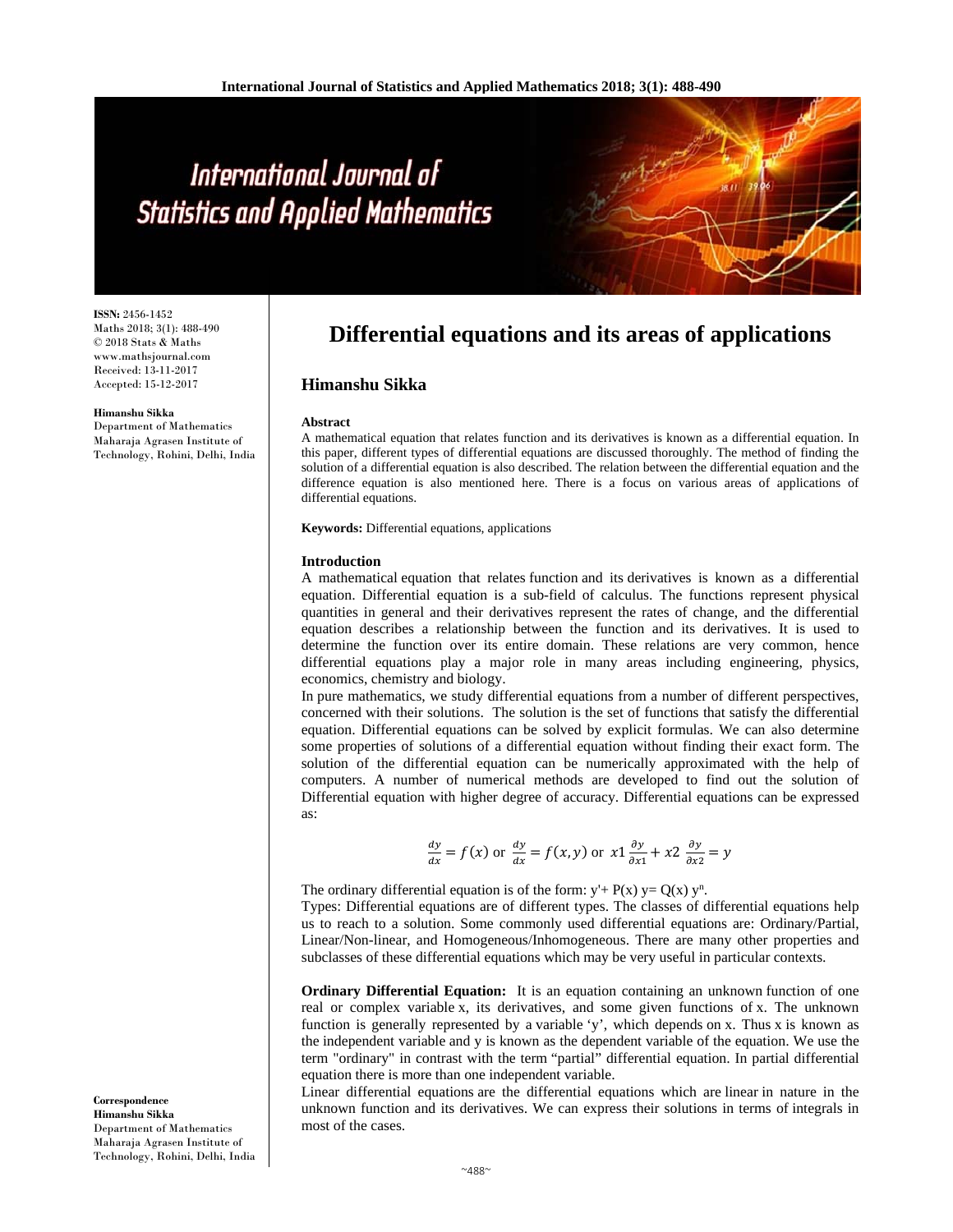ISSN: 2456-1452
Maths 2018; 3(1): 488-490
© 2018 Stats & Maths
www.mathsjournal.com
Received: 13-11-2017
Accepted: 15-12-2017

**Himanshu Sikka**
Department of Mathematics Maharaja Agrasen Institute of Technology, Rohini, Delhi, India

**Correspondence**
**Himanshu Sikka**
Department of Mathematics Maharaja Agrasen Institute of Technology, Rohini, Delhi, India

# Differential equations and its areas of applications

## Himanshu Sikka

### Abstract

A mathematical equation that relates function and its derivatives is known as a differential equation. In this paper, different types of differential equations are discussed thoroughly. The method of finding the solution of a differential equation is also described. The relation between the differential equation and the difference equation is also mentioned here. There is a focus on various areas of applications of differential equations.

**Keywords:** Differential equations, applications

### Introduction

A mathematical equation that relates function and its derivatives is known as a differential equation. Differential equation is a sub-field of calculus. The functions represent physical quantities in general and their derivatives represent the rates of change, and the differential equation describes a relationship between the function and its derivatives. It is used to determine the function over its entire domain. These relations are very common, hence differential equations play a major role in many areas including engineering, physics, economics, chemistry and biology.

In pure mathematics, we study differential equations from a number of different perspectives, concerned with their solutions. The solution is the set of functions that satisfy the differential equation. Differential equations can be solved by explicit formulas. We can also determine some properties of solutions of a differential equation without finding their exact form. The solution of the differential equation can be numerically approximated with the help of computers. A number of numerical methods are developed to find out the solution of Differential equation with higher degree of accuracy. Differential equations can be expressed as:

$$\frac{dy}{dx} = f(x) \text{ or } \frac{dy}{dx} = f(x,y) \text{ or } x1\,\frac{\partial y}{\partial x1} + x2\,\frac{\partial y}{\partial x2} = y$$

The ordinary differential equation is of the form: $y' + P(x)\, y = Q(x)\, y^n$.

Types: Differential equations are of different types. The classes of differential equations help us to reach to a solution. Some commonly used differential equations are: Ordinary/Partial, Linear/Non-linear, and Homogeneous/Inhomogeneous. There are many other properties and subclasses of these differential equations which may be very useful in particular contexts.

**Ordinary Differential Equation:** It is an equation containing an unknown function of one real or complex variable x, its derivatives, and some given functions of x. The unknown function is generally represented by a variable 'y', which depends on x. Thus x is known as the independent variable and y is known as the dependent variable of the equation. We use the term "ordinary" in contrast with the term "partial" differential equation. In partial differential equation there is more than one independent variable.

Linear differential equations are the differential equations which are linear in nature in the unknown function and its derivatives. We can express their solutions in terms of integrals in most of the cases.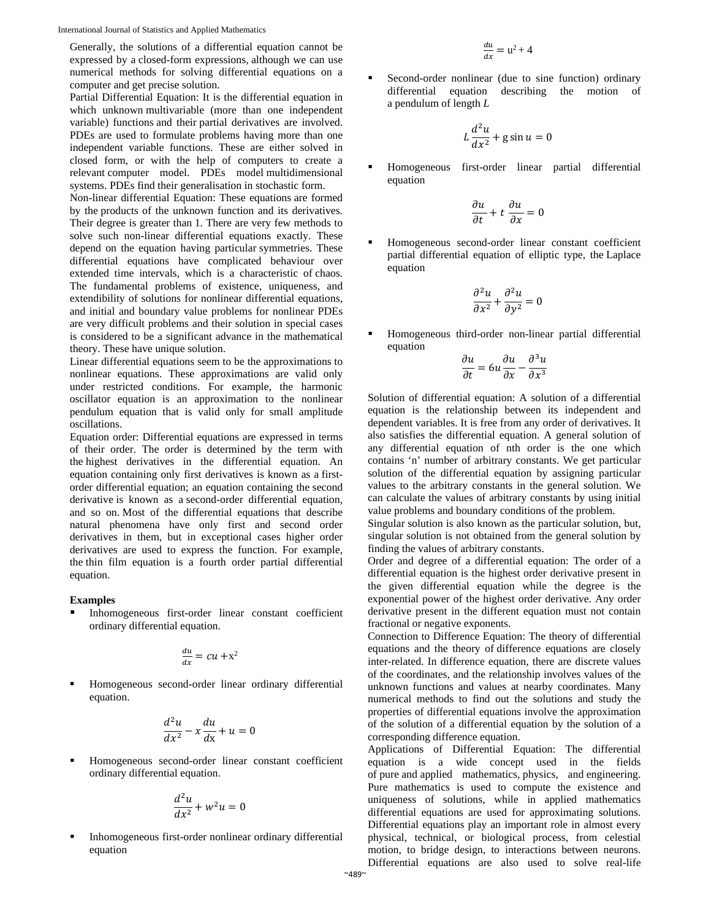Generally, the solutions of a differential equation cannot be expressed by a closed-form expressions, although we can use numerical methods for solving differential equations on a computer and get precise solution.

Partial Differential Equation: It is the differential equation in which unknown multivariable (more than one independent variable) functions and their partial derivatives are involved. PDEs are used to formulate problems having more than one independent variable functions. These are either solved in closed form, or with the help of computers to create a relevant computer model. PDEs model multidimensional systems. PDEs find their generalisation in stochastic form.

Non-linear differential Equation: These equations are formed by the products of the unknown function and its derivatives. Their degree is greater than 1. There are very few methods to solve such non-linear differential equations exactly. These depend on the equation having particular symmetries. These differential equations have complicated behaviour over extended time intervals, which is a characteristic of chaos. The fundamental problems of existence, uniqueness, and extendibility of solutions for nonlinear differential equations, and initial and boundary value problems for nonlinear PDEs are very difficult problems and their solution in special cases is considered to be a significant advance in the mathematical theory. These have unique solution.

Linear differential equations seem to be the approximations to nonlinear equations. These approximations are valid only under restricted conditions. For example, the harmonic oscillator equation is an approximation to the nonlinear pendulum equation that is valid only for small amplitude oscillations.

Equation order: Differential equations are expressed in terms of their order. The order is determined by the term with the highest derivatives in the differential equation. An equation containing only first derivatives is known as a first-order differential equation; an equation containing the second derivative is known as a second-order differential equation, and so on. Most of the differential equations that describe natural phenomena have only first and second order derivatives in them, but in exceptional cases higher order derivatives are used to express the function. For example, the thin film equation is a fourth order partial differential equation.

**Examples**

- Inhomogeneous first-order linear constant coefficient ordinary differential equation.

$$\frac{du}{dx} = cu + x^2$$

- Homogeneous second-order linear ordinary differential equation.

$$\frac{d^2u}{dx^2} - x\frac{du}{dx} + u = 0$$

- Homogeneous second-order linear constant coefficient ordinary differential equation.

$$\frac{d^2u}{dx^2} + w^2u = 0$$

- Inhomogeneous first-order nonlinear ordinary differential equation

$$\frac{du}{dx} = u^2 + 4$$

- Second-order nonlinear (due to sine function) ordinary differential equation describing the motion of a pendulum of length $L$

$$L\frac{d^2u}{dx^2} + g\sin u = 0$$

- Homogeneous first-order linear partial differential equation

$$\frac{\partial u}{\partial t} + t\,\frac{\partial u}{\partial x} = 0$$

- Homogeneous second-order linear constant coefficient partial differential equation of elliptic type, the Laplace equation

$$\frac{\partial^2 u}{\partial x^2} + \frac{\partial^2 u}{\partial y^2} = 0$$

- Homogeneous third-order non-linear partial differential equation

$$\frac{\partial u}{\partial t} = 6u\frac{\partial u}{\partial x} - \frac{\partial^3 u}{\partial x^3}$$

Solution of differential equation: A solution of a differential equation is the relationship between its independent and dependent variables. It is free from any order of derivatives. It also satisfies the differential equation. A general solution of any differential equation of nth order is the one which contains 'n' number of arbitrary constants. We get particular solution of the differential equation by assigning particular values to the arbitrary constants in the general solution. We can calculate the values of arbitrary constants by using initial value problems and boundary conditions of the problem.

Singular solution is also known as the particular solution, but, singular solution is not obtained from the general solution by finding the values of arbitrary constants.

Order and degree of a differential equation: The order of a differential equation is the highest order derivative present in the given differential equation while the degree is the exponential power of the highest order derivative. Any order derivative present in the different equation must not contain fractional or negative exponents.

Connection to Difference Equation: The theory of differential equations and the theory of difference equations are closely inter-related. In difference equation, there are discrete values of the coordinates, and the relationship involves values of the unknown functions and values at nearby coordinates. Many numerical methods to find out the solutions and study the properties of differential equations involve the approximation of the solution of a differential equation by the solution of a corresponding difference equation.

Applications of Differential Equation: The differential equation is a wide concept used in the fields of pure and applied mathematics, physics, and engineering. Pure mathematics is used to compute the existence and uniqueness of solutions, while in applied mathematics differential equations are used for approximating solutions. Differential equations play an important role in almost every physical, technical, or biological process, from celestial motion, to bridge design, to interactions between neurons. Differential equations are also used to solve real-life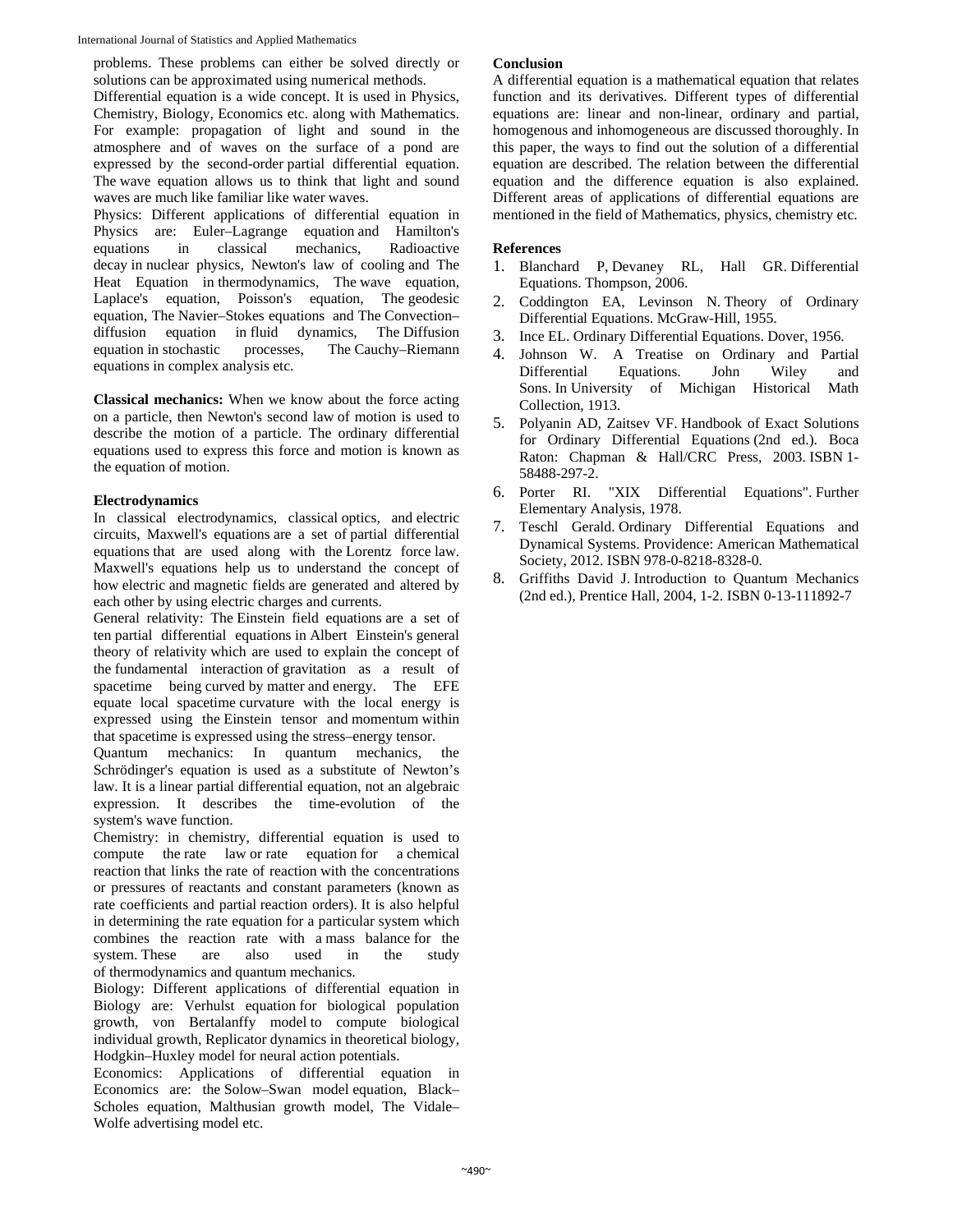problems. These problems can either be solved directly or solutions can be approximated using numerical methods.

Differential equation is a wide concept. It is used in Physics, Chemistry, Biology, Economics etc. along with Mathematics. For example: propagation of light and sound in the atmosphere and of waves on the surface of a pond are expressed by the second-order partial differential equation. The wave equation allows us to think that light and sound waves are much like familiar like water waves.

Physics: Different applications of differential equation in Physics are: Euler–Lagrange equation and Hamilton's equations in classical mechanics, Radioactive decay in nuclear physics, Newton's law of cooling and The Heat Equation in thermodynamics, The wave equation, Laplace's equation, Poisson's equation, The geodesic equation, The Navier–Stokes equations and The Convection–diffusion equation in fluid dynamics, The Diffusion equation in stochastic processes, The Cauchy–Riemann equations in complex analysis etc.

**Classical mechanics:** When we know about the force acting on a particle, then Newton's second law of motion is used to describe the motion of a particle. The ordinary differential equations used to express this force and motion is known as the equation of motion.

**Electrodynamics**

In classical electrodynamics, classical optics, and electric circuits, Maxwell's equations are a set of partial differential equations that are used along with the Lorentz force law. Maxwell's equations help us to understand the concept of how electric and magnetic fields are generated and altered by each other by using electric charges and currents.

General relativity: The Einstein field equations are a set of ten partial differential equations in Albert Einstein's general theory of relativity which are used to explain the concept of the fundamental interaction of gravitation as a result of spacetime being curved by matter and energy. The EFE equate local spacetime curvature with the local energy is expressed using the Einstein tensor and momentum within that spacetime is expressed using the stress–energy tensor.

Quantum mechanics: In quantum mechanics, the Schrödinger's equation is used as a substitute of Newton's law. It is a linear partial differential equation, not an algebraic expression. It describes the time-evolution of the system's wave function.

Chemistry: in chemistry, differential equation is used to compute the rate law or rate equation for a chemical reaction that links the rate of reaction with the concentrations or pressures of reactants and constant parameters (known as rate coefficients and partial reaction orders). It is also helpful in determining the rate equation for a particular system which combines the reaction rate with a mass balance for the system. These are also used in the study of thermodynamics and quantum mechanics.

Biology: Different applications of differential equation in Biology are: Verhulst equation for biological population growth, von Bertalanffy model to compute biological individual growth, Replicator dynamics in theoretical biology, Hodgkin–Huxley model for neural action potentials.

Economics: Applications of differential equation in Economics are: the Solow–Swan model equation, Black–Scholes equation, Malthusian growth model, The Vidale–Wolfe advertising model etc.

**Conclusion**

A differential equation is a mathematical equation that relates function and its derivatives. Different types of differential equations are: linear and non-linear, ordinary and partial, homogenous and inhomogeneous are discussed thoroughly. In this paper, the ways to find out the solution of a differential equation are described. The relation between the differential equation and the difference equation is also explained. Different areas of applications of differential equations are mentioned in the field of Mathematics, physics, chemistry etc.

**References**

1. Blanchard P, Devaney RL, Hall GR. Differential Equations. Thompson, 2006.
2. Coddington EA, Levinson N. Theory of Ordinary Differential Equations. McGraw-Hill, 1955.
3. Ince EL. Ordinary Differential Equations. Dover, 1956.
4. Johnson W. A Treatise on Ordinary and Partial Differential Equations. John Wiley and Sons. In University of Michigan Historical Math Collection, 1913.
5. Polyanin AD, Zaitsev VF. Handbook of Exact Solutions for Ordinary Differential Equations (2nd ed.). Boca Raton: Chapman & Hall/CRC Press, 2003. ISBN 1-58488-297-2.
6. Porter RI. "XIX Differential Equations". Further Elementary Analysis, 1978.
7. Teschl Gerald. Ordinary Differential Equations and Dynamical Systems. Providence: American Mathematical Society, 2012. ISBN 978-0-8218-8328-0.
8. Griffiths David J. Introduction to Quantum Mechanics (2nd ed.), Prentice Hall, 2004, 1-2. ISBN 0-13-111892-7